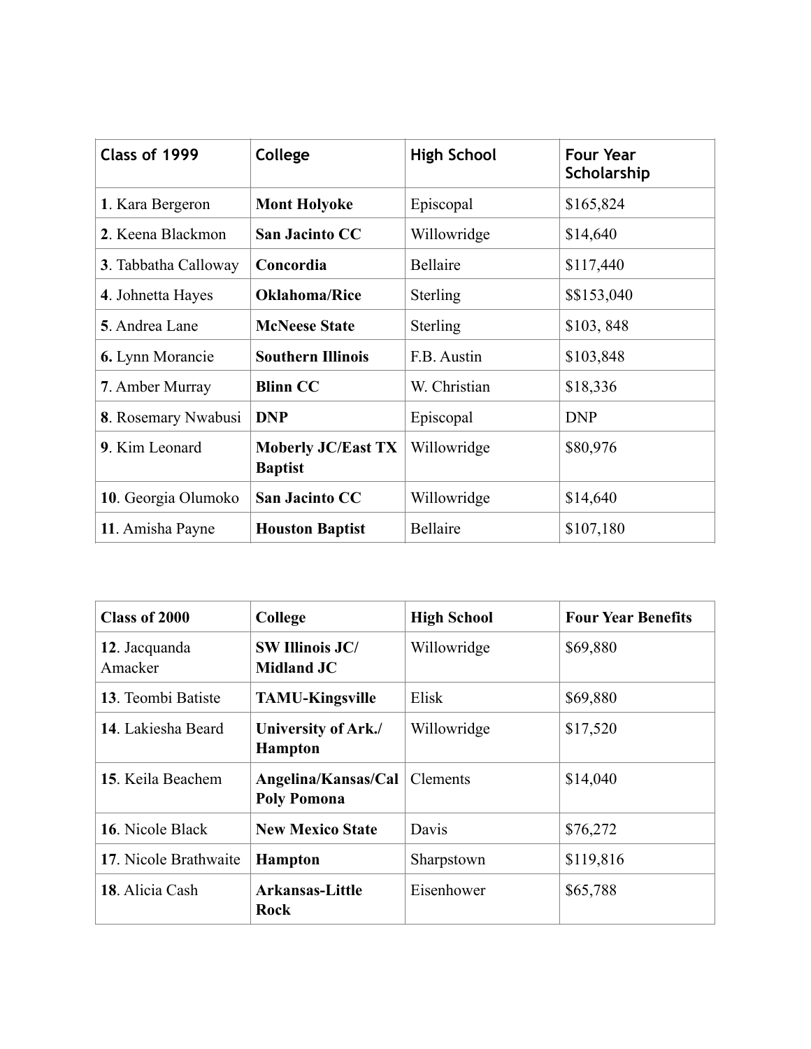| Class of 1999 | College | High School | Four Year Scholarship |
|---|---|---|---|
| **1**. Kara Bergeron | **Mont Holyoke** | Episcopal | $165,824 |
| **2**. Keena Blackmon | **San Jacinto CC** | Willowridge | $14,640 |
| **3**. Tabbatha Calloway | **Concordia** | Bellaire | $117,440 |
| **4**. Johnetta Hayes | **Oklahoma/Rice** | Sterling | $$153,040 |
| **5**. Andrea Lane | **McNeese State** | Sterling | $103, 848 |
| **6.** Lynn Morancie | **Southern Illinois** | F.B. Austin | $103,848 |
| **7**. Amber Murray | **Blinn CC** | W. Christian | $18,336 |
| **8**. Rosemary Nwabusi | **DNP** | Episcopal | DNP |
| **9**. Kim Leonard | **Moberly JC/East TX Baptist** | Willowridge | $80,976 |
| **10**. Georgia Olumoko | **San Jacinto CC** | Willowridge | $14,640 |
| **11**. Amisha Payne | **Houston Baptist** | Bellaire | $107,180 |

| **Class of 2000** | **College** | **High School** | **Four Year Benefits** |
|---|---|---|---|
| **12**. Jacquanda Amacker | **SW Illinois JC/ Midland JC** | Willowridge | $69,880 |
| **13**. Teombi Batiste | **TAMU-Kingsville** | Elisk | $69,880 |
| **14**. Lakiesha Beard | **University of Ark./ Hampton** | Willowridge | $17,520 |
| **15**. Keila Beachem | **Angelina/Kansas/Cal Poly Pomona** | Clements | $14,040 |
| **16**. Nicole Black | **New Mexico State** | Davis | $76,272 |
| **17**. Nicole Brathwaite | **Hampton** | Sharpstown | $119,816 |
| **18**. Alicia Cash | **Arkansas-Little Rock** | Eisenhower | $65,788 |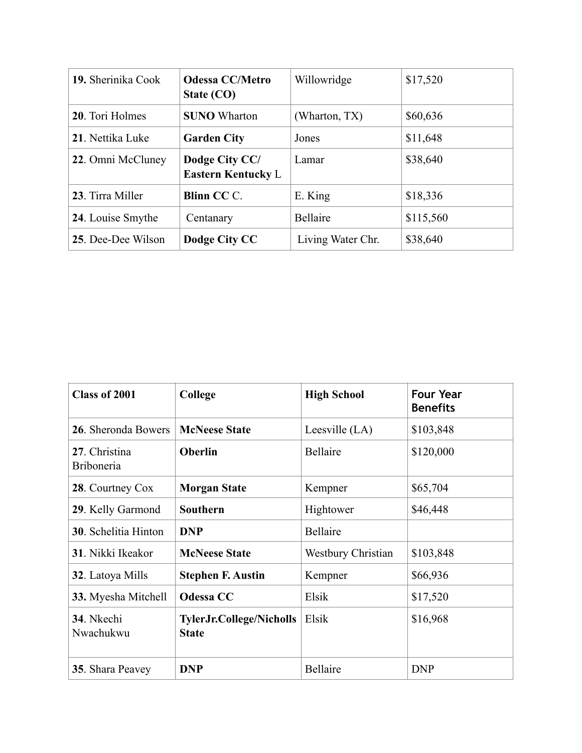| | | | |
|---|---|---|---|
| **19.** Sherinika Cook | **Odessa CC/Metro State (CO)** | Willowridge | $17,520 |
| **20**. Tori Holmes | **SUNO** Wharton | (Wharton, TX) | $60,636 |
| **21**. Nettika Luke | **Garden City** | Jones | $11,648 |
| **22**. Omni McCluney | **Dodge City CC/ Eastern Kentucky** L | Lamar | $38,640 |
| **23**. Tirra Miller | **Blinn CC** C. | E. King | $18,336 |
| **24**. Louise Smythe | Centanary | Bellaire | $115,560 |
| **25**. Dee-Dee Wilson | **Dodge City CC** | Living Water Chr. | $38,640 |

| **Class of 2001** | **College** | **High School** | **Four Year Benefits** |
|---|---|---|---|
| **26**. Sheronda Bowers | **McNeese State** | Leesville (LA) | $103,848 |
| **27**. Christina Briboneria | **Oberlin** | Bellaire | $120,000 |
| **28**. Courtney Cox | **Morgan State** | Kempner | $65,704 |
| **29**. Kelly Garmond | **Southern** | Hightower | $46,448 |
| **30**. Schelitia Hinton | **DNP** | Bellaire | |
| **31**. Nikki Ikeakor | **McNeese State** | Westbury Christian | $103,848 |
| **32**. Latoya Mills | **Stephen F. Austin** | Kempner | $66,936 |
| **33.** Myesha Mitchell | **Odessa CC** | Elsik | $17,520 |
| **34**. Nkechi Nwachukwu | **TylerJr.College/Nicholls State** | Elsik | $16,968 |
| **35**. Shara Peavey | **DNP** | Bellaire | DNP |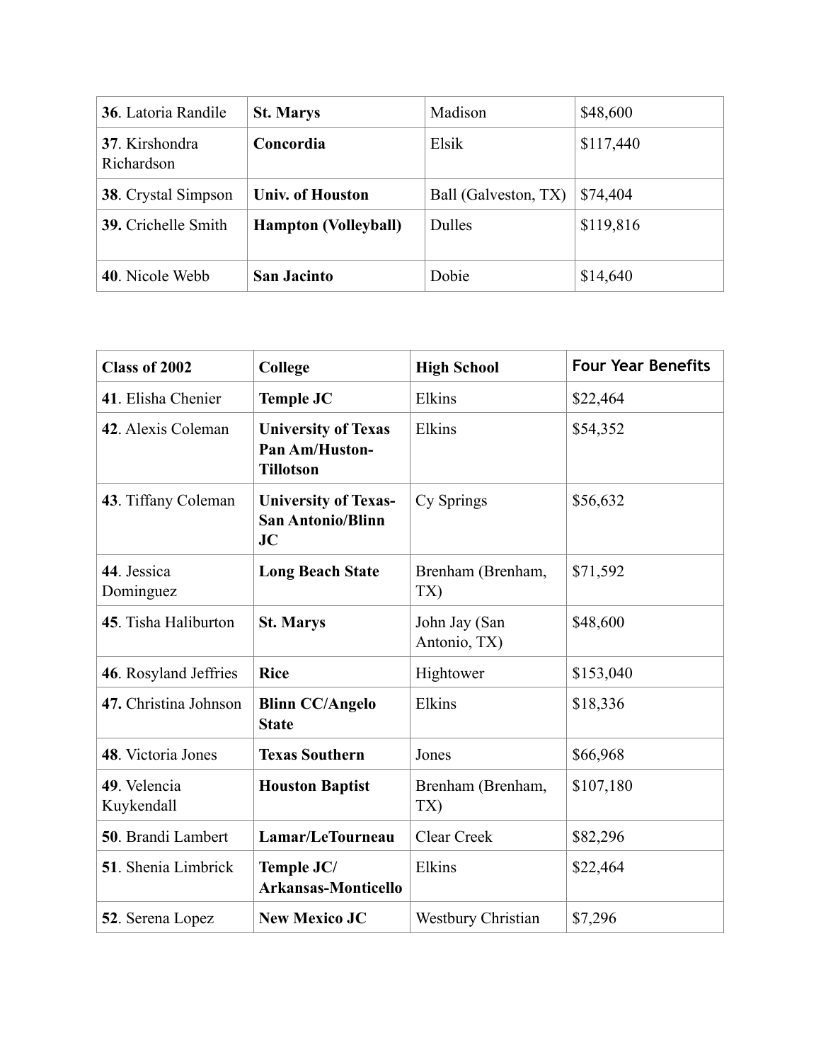| | | | |
|---|---|---|---|
| **36**. Latoria Randile | **St. Marys** | Madison | $48,600 |
| **37**. Kirshondra Richardson | **Concordia** | Elsik | $117,440 |
| **38**. Crystal Simpson | **Univ. of Houston** | Ball (Galveston, TX) | $74,404 |
| **39.** Crichelle Smith | **Hampton (Volleyball)** | Dulles | $119,816 |
| **40**. Nicole Webb | **San Jacinto** | Dobie | $14,640 |

| **Class of 2002** | **College** | **High School** | **Four Year Benefits** |
|---|---|---|---|
| **41**. Elisha Chenier | **Temple JC** | Elkins | $22,464 |
| **42**. Alexis Coleman | **University of Texas Pan Am/Huston-Tillotson** | Elkins | $54,352 |
| **43**. Tiffany Coleman | **University of Texas-San Antonio/Blinn JC** | Cy Springs | $56,632 |
| **44**. Jessica Dominguez | **Long Beach State** | Brenham (Brenham, TX) | $71,592 |
| **45**. Tisha Haliburton | **St. Marys** | John Jay (San Antonio, TX) | $48,600 |
| **46**. Rosyland Jeffries | **Rice** | Hightower | $153,040 |
| **47.** Christina Johnson | **Blinn CC/Angelo State** | Elkins | $18,336 |
| **48**. Victoria Jones | **Texas Southern** | Jones | $66,968 |
| **49**. Velencia Kuykendall | **Houston Baptist** | Brenham (Brenham, TX) | $107,180 |
| **50**. Brandi Lambert | **Lamar/LeTourneau** | Clear Creek | $82,296 |
| **51**. Shenia Limbrick | **Temple JC/ Arkansas-Monticello** | Elkins | $22,464 |
| **52**. Serena Lopez | **New Mexico JC** | Westbury Christian | $7,296 |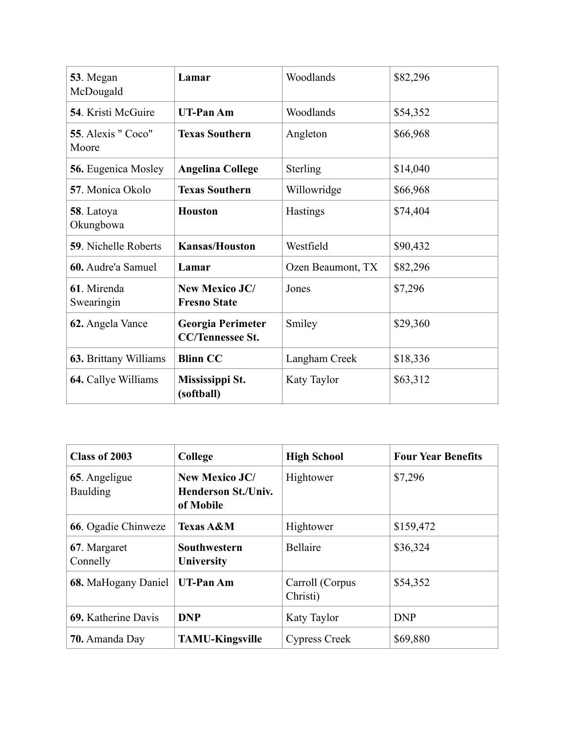| | | | |
|---|---|---|---|
| **53**. Megan McDougald | **Lamar** | Woodlands | $82,296 |
| **54**. Kristi McGuire | **UT-Pan Am** | Woodlands | $54,352 |
| **55**. Alexis " Coco" Moore | **Texas Southern** | Angleton | $66,968 |
| **56.** Eugenica Mosley | **Angelina College** | Sterling | $14,040 |
| **57**. Monica Okolo | **Texas Southern** | Willowridge | $66,968 |
| **58**. Latoya Okungbowa | **Houston** | Hastings | $74,404 |
| **59**. Nichelle Roberts | **Kansas/Houston** | Westfield | $90,432 |
| **60.** Audre'a Samuel | **Lamar** | Ozen Beaumont, TX | $82,296 |
| **61**. Mirenda Swearingin | **New Mexico JC/ Fresno State** | Jones | $7,296 |
| **62.** Angela Vance | **Georgia Perimeter CC/Tennessee St.** | Smiley | $29,360 |
| **63.** Brittany Williams | **Blinn CC** | Langham Creek | $18,336 |
| **64.** Callye Williams | **Mississippi St. (softball)** | Katy Taylor | $63,312 |

| **Class of 2003** | **College** | **High School** | **Four Year Benefits** |
|---|---|---|---|
| **65**. Angeligue Baulding | **New Mexico JC/ Henderson St./Univ. of Mobile** | Hightower | $7,296 |
| **66**. Ogadie Chinweze | **Texas A&M** | Hightower | $159,472 |
| **67**. Margaret Connelly | **Southwestern University** | Bellaire | $36,324 |
| **68.** MaHogany Daniel | **UT-Pan Am** | Carroll (Corpus Christi) | $54,352 |
| **69.** Katherine Davis | **DNP** | Katy Taylor | DNP |
| **70.** Amanda Day | **TAMU-Kingsville** | Cypress Creek | $69,880 |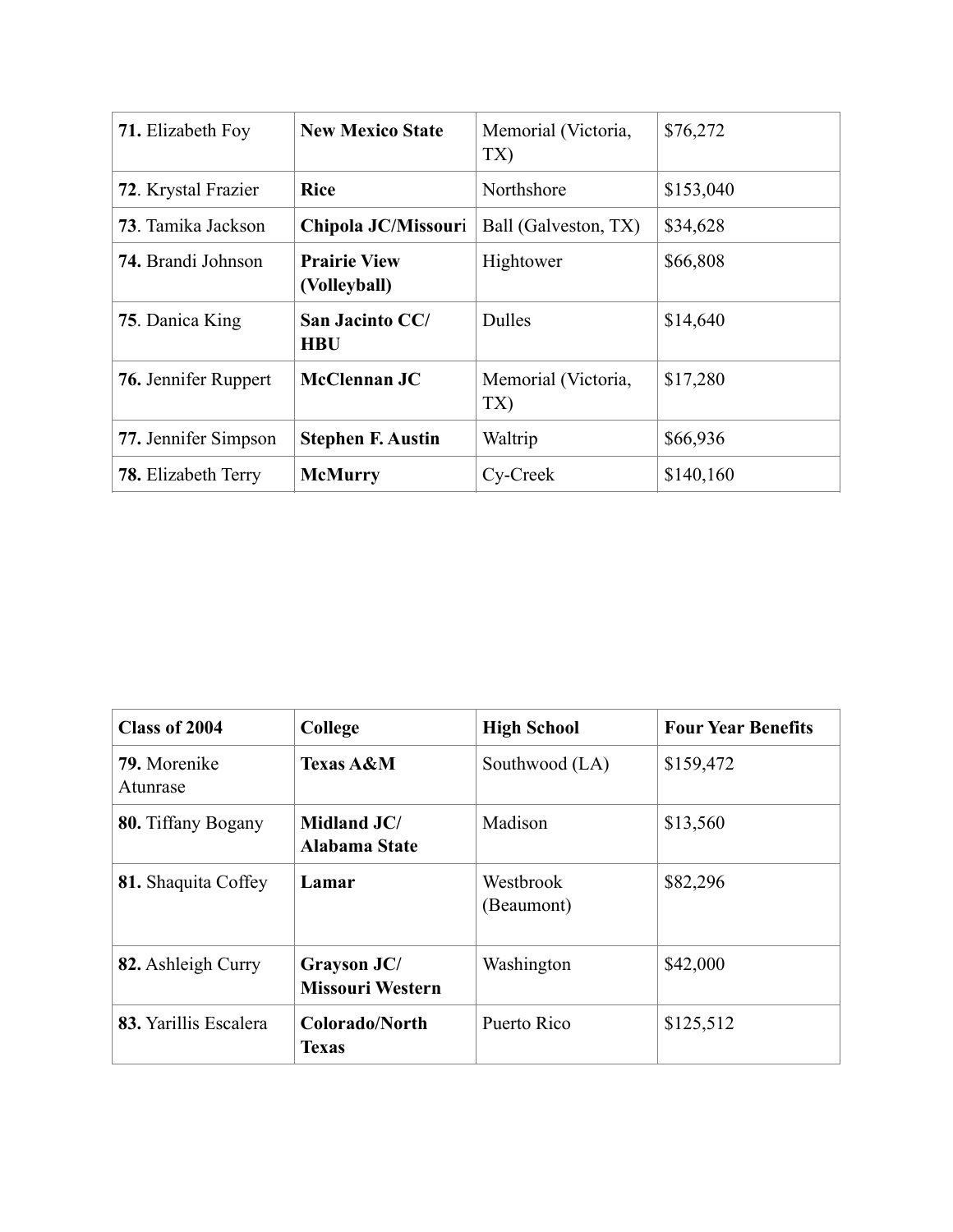| | | | |
|---|---|---|---|
| **71.** Elizabeth Foy | **New Mexico State** | Memorial (Victoria, TX) | $76,272 |
| **72**. Krystal Frazier | **Rice** | Northshore | $153,040 |
| **73**. Tamika Jackson | **Chipola JC/Missour**i | Ball (Galveston, TX) | $34,628 |
| **74.** Brandi Johnson | **Prairie View (Volleyball)** | Hightower | $66,808 |
| **75**. Danica King | **San Jacinto CC/ HBU** | Dulles | $14,640 |
| **76.** Jennifer Ruppert | **McClennan JC** | Memorial (Victoria, TX) | $17,280 |
| **77.** Jennifer Simpson | **Stephen F. Austin** | Waltrip | $66,936 |
| **78.** Elizabeth Terry | **McMurry** | Cy-Creek | $140,160 |

| **Class of 2004** | **College** | **High School** | **Four Year Benefits** |
|---|---|---|---|
| **79.** Morenike Atunrase | **Texas A&M** | Southwood (LA) | $159,472 |
| **80.** Tiffany Bogany | **Midland JC/ Alabama State** | Madison | $13,560 |
| **81.** Shaquita Coffey | **Lamar** | Westbrook (Beaumont) | $82,296 |
| **82.** Ashleigh Curry | **Grayson JC/ Missouri Western** | Washington | $42,000 |
| **83.** Yarillis Escalera | **Colorado/North Texas** | Puerto Rico | $125,512 |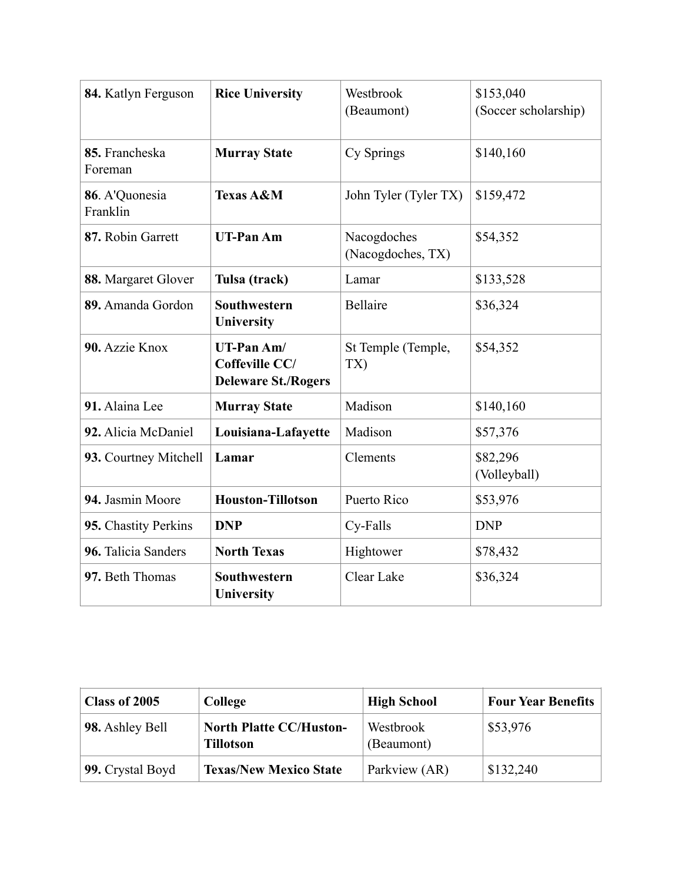| | | | |
|---|---|---|---|
| **84.** Katlyn Ferguson | **Rice University** | Westbrook (Beaumont) | $153,040 (Soccer scholarship) |
| **85.** Francheska Foreman | **Murray State** | Cy Springs | $140,160 |
| **86**. A'Quonesia Franklin | **Texas A&M** | John Tyler (Tyler TX) | $159,472 |
| **87.** Robin Garrett | **UT-Pan Am** | Nacogdoches (Nacogdoches, TX) | $54,352 |
| **88.** Margaret Glover | **Tulsa (track)** | Lamar | $133,528 |
| **89.** Amanda Gordon | **Southwestern University** | Bellaire | $36,324 |
| **90.** Azzie Knox | **UT-Pan Am/ Coffeville CC/ Deleware St./Rogers** | St Temple (Temple, TX) | $54,352 |
| **91.** Alaina Lee | **Murray State** | Madison | $140,160 |
| **92.** Alicia McDaniel | **Louisiana-Lafayette** | Madison | $57,376 |
| **93.** Courtney Mitchell | **Lamar** | Clements | $82,296 (Volleyball) |
| **94.** Jasmin Moore | **Houston-Tillotson** | Puerto Rico | $53,976 |
| **95.** Chastity Perkins | **DNP** | Cy-Falls | DNP |
| **96.** Talicia Sanders | **North Texas** | Hightower | $78,432 |
| **97.** Beth Thomas | **Southwestern University** | Clear Lake | $36,324 |

| Class of 2005 | College | High School | Four Year Benefits |
|---|---|---|---|
| **98.** Ashley Bell | **North Platte CC/Huston-Tillotson** | Westbrook (Beaumont) | $53,976 |
| **99.** Crystal Boyd | **Texas/New Mexico State** | Parkview (AR) | $132,240 |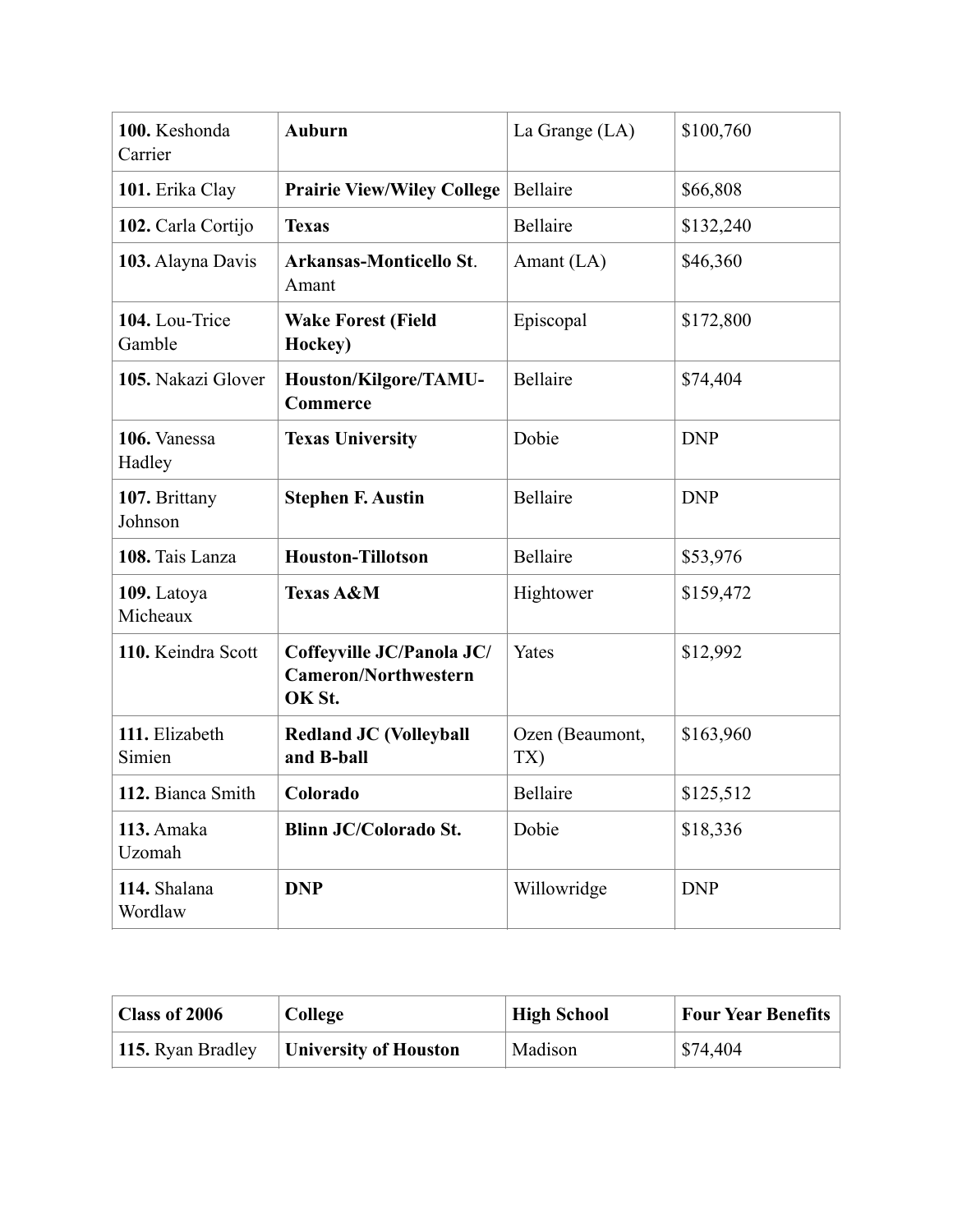| | | | |
|---|---|---|---|
| **100.** Keshonda Carrier | **Auburn** | La Grange (LA) | $100,760 |
| **101.** Erika Clay | **Prairie View/Wiley College** | Bellaire | $66,808 |
| **102.** Carla Cortijo | **Texas** | Bellaire | $132,240 |
| **103.** Alayna Davis | **Arkansas-Monticello St**. Amant | Amant (LA) | $46,360 |
| **104.** Lou-Trice Gamble | **Wake Forest (Field Hockey)** | Episcopal | $172,800 |
| **105.** Nakazi Glover | **Houston/Kilgore/TAMU-Commerce** | Bellaire | $74,404 |
| **106.** Vanessa Hadley | **Texas University** | Dobie | DNP |
| **107.** Brittany Johnson | **Stephen F. Austin** | Bellaire | DNP |
| **108.** Tais Lanza | **Houston-Tillotson** | Bellaire | $53,976 |
| **109.** Latoya Micheaux | **Texas A&M** | Hightower | $159,472 |
| **110.** Keindra Scott | **Coffeyville JC/Panola JC/ Cameron/Northwestern OK St.** | Yates | $12,992 |
| **111.** Elizabeth Simien | **Redland JC (Volleyball and B-ball** | Ozen (Beaumont, TX) | $163,960 |
| **112.** Bianca Smith | **Colorado** | Bellaire | $125,512 |
| **113.** Amaka Uzomah | **Blinn JC/Colorado St.** | Dobie | $18,336 |
| **114.** Shalana Wordlaw | **DNP** | Willowridge | DNP |

| **Class of 2006** | **College** | **High School** | **Four Year Benefits** |
|---|---|---|---|
| **115.** Ryan Bradley | **University of Houston** | Madison | $74,404 |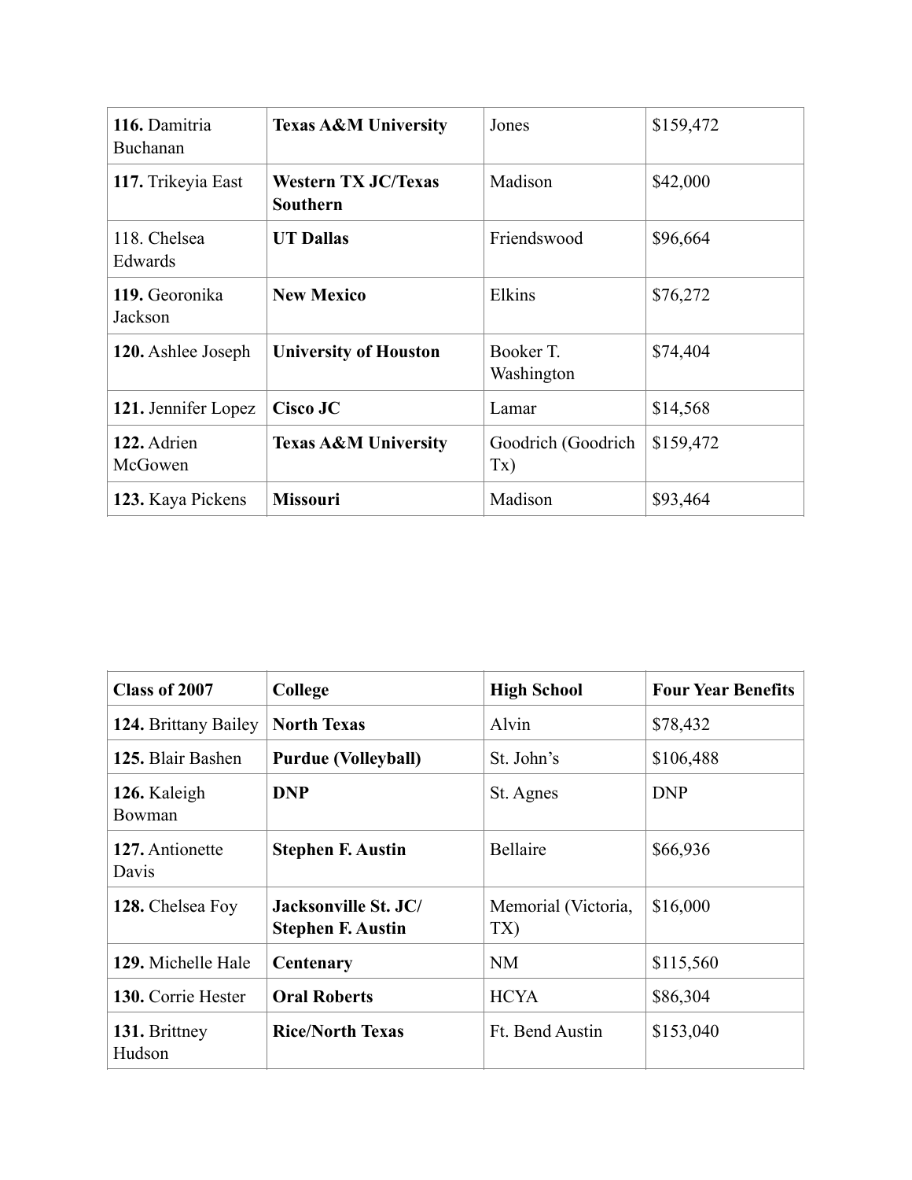| | | | |
|---|---|---|---|
| **116.** Damitria Buchanan | **Texas A&M University** | Jones | $159,472 |
| **117.** Trikeyia East | **Western TX JC/Texas Southern** | Madison | $42,000 |
| 118. Chelsea Edwards | **UT Dallas** | Friendswood | $96,664 |
| **119.** Georonika Jackson | **New Mexico** | Elkins | $76,272 |
| **120.** Ashlee Joseph | **University of Houston** | Booker T. Washington | $74,404 |
| **121.** Jennifer Lopez | **Cisco JC** | Lamar | $14,568 |
| **122.** Adrien McGowen | **Texas A&M University** | Goodrich (Goodrich Tx) | $159,472 |
| **123.** Kaya Pickens | **Missouri** | Madison | $93,464 |

| **Class of 2007** | **College** | **High School** | **Four Year Benefits** |
|---|---|---|---|
| **124.** Brittany Bailey | **North Texas** | Alvin | $78,432 |
| **125.** Blair Bashen | **Purdue (Volleyball)** | St. John's | $106,488 |
| **126.** Kaleigh Bowman | **DNP** | St. Agnes | DNP |
| **127.** Antionette Davis | **Stephen F. Austin** | Bellaire | $66,936 |
| **128.** Chelsea Foy | **Jacksonville St. JC/ Stephen F. Austin** | Memorial (Victoria, TX) | $16,000 |
| **129.** Michelle Hale | **Centenary** | NM | $115,560 |
| **130.** Corrie Hester | **Oral Roberts** | HCYA | $86,304 |
| **131.** Brittney Hudson | **Rice/North Texas** | Ft. Bend Austin | $153,040 |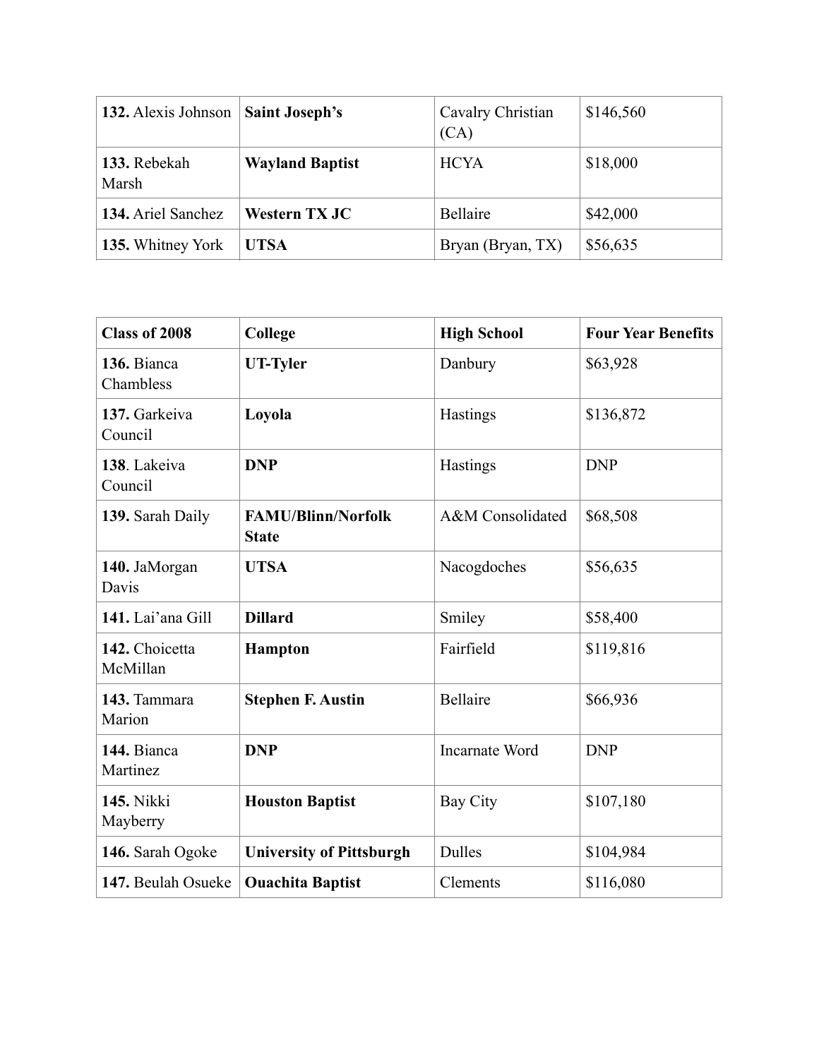| | | | |
|---|---|---|---|
| **132.** Alexis Johnson | **Saint Joseph's** | Cavalry Christian (CA) | $146,560 |
| **133.** Rebekah Marsh | **Wayland Baptist** | HCYA | $18,000 |
| **134.** Ariel Sanchez | **Western TX JC** | Bellaire | $42,000 |
| **135.** Whitney York | **UTSA** | Bryan (Bryan, TX) | $56,635 |

| **Class of 2008** | **College** | **High School** | **Four Year Benefits** |
|---|---|---|---|
| **136.** Bianca Chambless | **UT-Tyler** | Danbury | $63,928 |
| **137.** Garkeiva Council | **Loyola** | Hastings | $136,872 |
| **138**. Lakeiva Council | **DNP** | Hastings | DNP |
| **139.** Sarah Daily | **FAMU/Blinn/Norfolk State** | A&M Consolidated | $68,508 |
| **140.** JaMorgan Davis | **UTSA** | Nacogdoches | $56,635 |
| **141.** Lai'ana Gill | **Dillard** | Smiley | $58,400 |
| **142.** Choicetta McMillan | **Hampton** | Fairfield | $119,816 |
| **143.** Tammara Marion | **Stephen F. Austin** | Bellaire | $66,936 |
| **144.** Bianca Martinez | **DNP** | Incarnate Word | DNP |
| **145.** Nikki Mayberry | **Houston Baptist** | Bay City | $107,180 |
| **146.** Sarah Ogoke | **University of Pittsburgh** | Dulles | $104,984 |
| **147.** Beulah Osueke | **Ouachita Baptist** | Clements | $116,080 |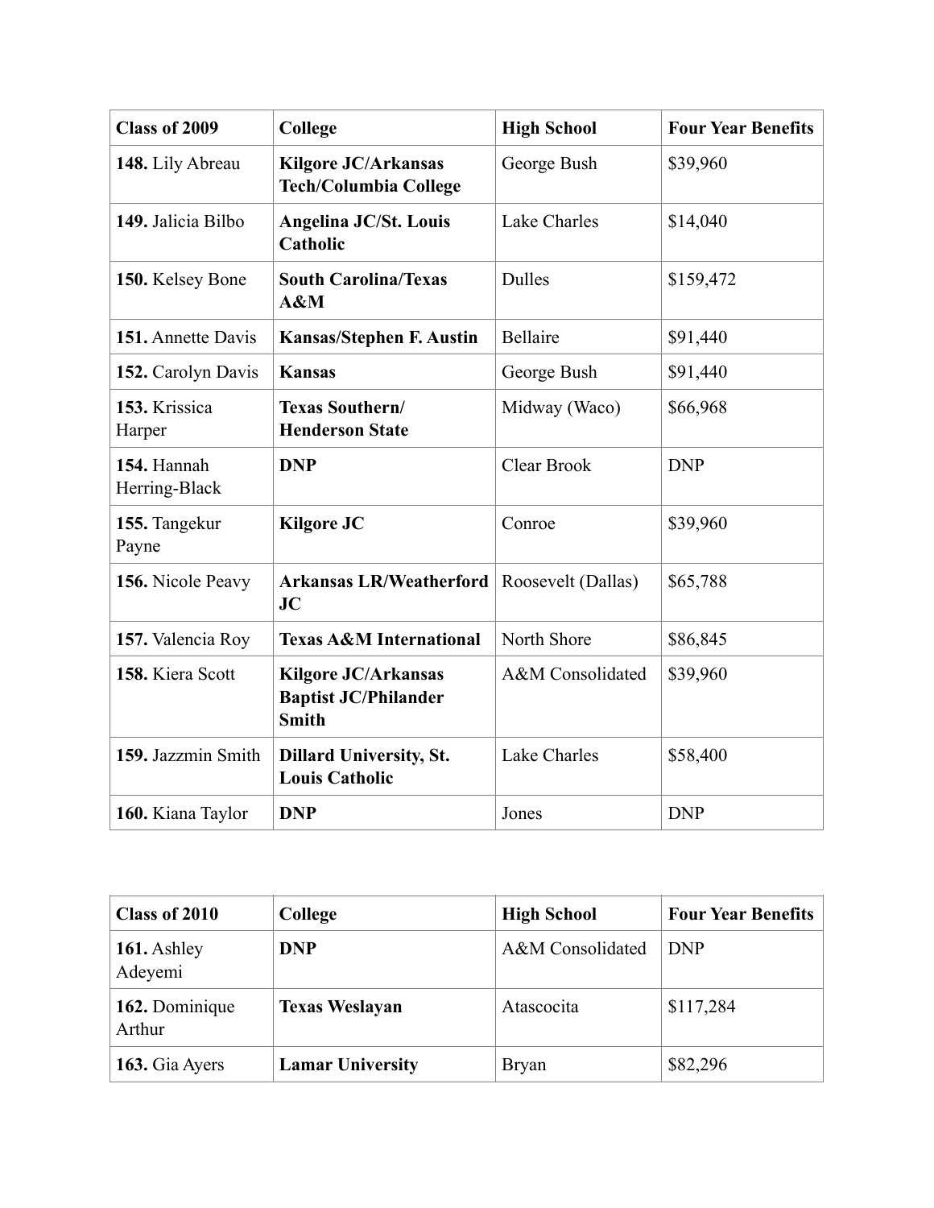| Class of 2009 | College | High School | Four Year Benefits |
|---|---|---|---|
| **148.** Lily Abreau | **Kilgore JC/Arkansas Tech/Columbia College** | George Bush | $39,960 |
| **149.** Jalicia Bilbo | **Angelina JC/St. Louis Catholic** | Lake Charles | $14,040 |
| **150.** Kelsey Bone | **South Carolina/Texas A&M** | Dulles | $159,472 |
| **151.** Annette Davis | **Kansas/Stephen F. Austin** | Bellaire | $91,440 |
| **152.** Carolyn Davis | **Kansas** | George Bush | $91,440 |
| **153.** Krissica Harper | **Texas Southern/ Henderson State** | Midway (Waco) | $66,968 |
| **154.** Hannah Herring-Black | **DNP** | Clear Brook | DNP |
| **155.** Tangekur Payne | **Kilgore JC** | Conroe | $39,960 |
| **156.** Nicole Peavy | **Arkansas LR/Weatherford JC** | Roosevelt (Dallas) | $65,788 |
| **157.** Valencia Roy | **Texas A&M International** | North Shore | $86,845 |
| **158.** Kiera Scott | **Kilgore JC/Arkansas Baptist JC/Philander Smith** | A&M Consolidated | $39,960 |
| **159.** Jazzmin Smith | **Dillard University, St. Louis Catholic** | Lake Charles | $58,400 |
| **160.** Kiana Taylor | **DNP** | Jones | DNP |

| Class of 2010 | College | High School | Four Year Benefits |
|---|---|---|---|
| **161.** Ashley Adeyemi | **DNP** | A&M Consolidated | DNP |
| **162.** Dominique Arthur | **Texas Weslayan** | Atascocita | $117,284 |
| **163.** Gia Ayers | **Lamar University** | Bryan | $82,296 |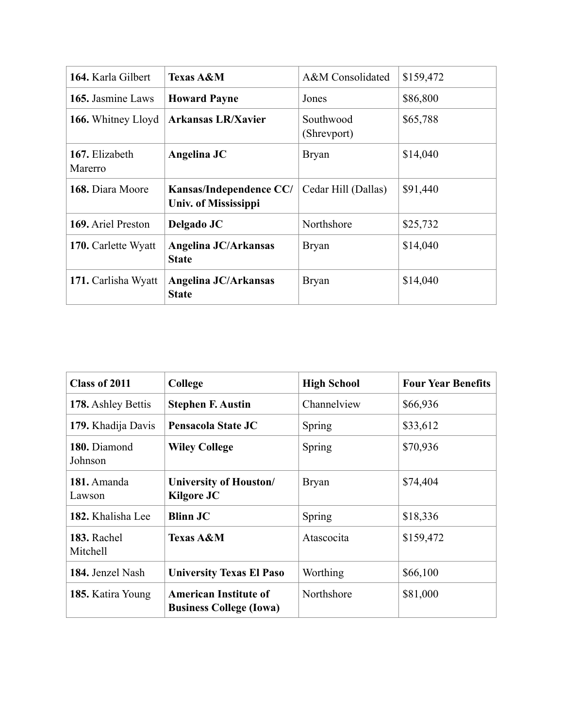| | | | |
|---|---|---|---|
| **164.** Karla Gilbert | **Texas A&M** | A&M Consolidated | $159,472 |
| **165.** Jasmine Laws | **Howard Payne** | Jones | $86,800 |
| **166.** Whitney Lloyd | **Arkansas LR/Xavier** | Southwood (Shrevport) | $65,788 |
| **167.** Elizabeth Marerro | **Angelina JC** | Bryan | $14,040 |
| **168.** Diara Moore | **Kansas/Independence CC/ Univ. of Mississippi** | Cedar Hill (Dallas) | $91,440 |
| **169.** Ariel Preston | **Delgado JC** | Northshore | $25,732 |
| **170.** Carlette Wyatt | **Angelina JC/Arkansas State** | Bryan | $14,040 |
| **171.** Carlisha Wyatt | **Angelina JC/Arkansas State** | Bryan | $14,040 |

| **Class of 2011** | **College** | **High School** | **Four Year Benefits** |
|---|---|---|---|
| **178.** Ashley Bettis | **Stephen F. Austin** | Channelview | $66,936 |
| **179.** Khadija Davis | **Pensacola State JC** | Spring | $33,612 |
| **180.** Diamond Johnson | **Wiley College** | Spring | $70,936 |
| **181.** Amanda Lawson | **University of Houston/ Kilgore JC** | Bryan | $74,404 |
| **182.** Khalisha Lee | **Blinn JC** | Spring | $18,336 |
| **183.** Rachel Mitchell | **Texas A&M** | Atascocita | $159,472 |
| **184.** Jenzel Nash | **University Texas El Paso** | Worthing | $66,100 |
| **185.** Katira Young | **American Institute of Business College (Iowa)** | Northshore | $81,000 |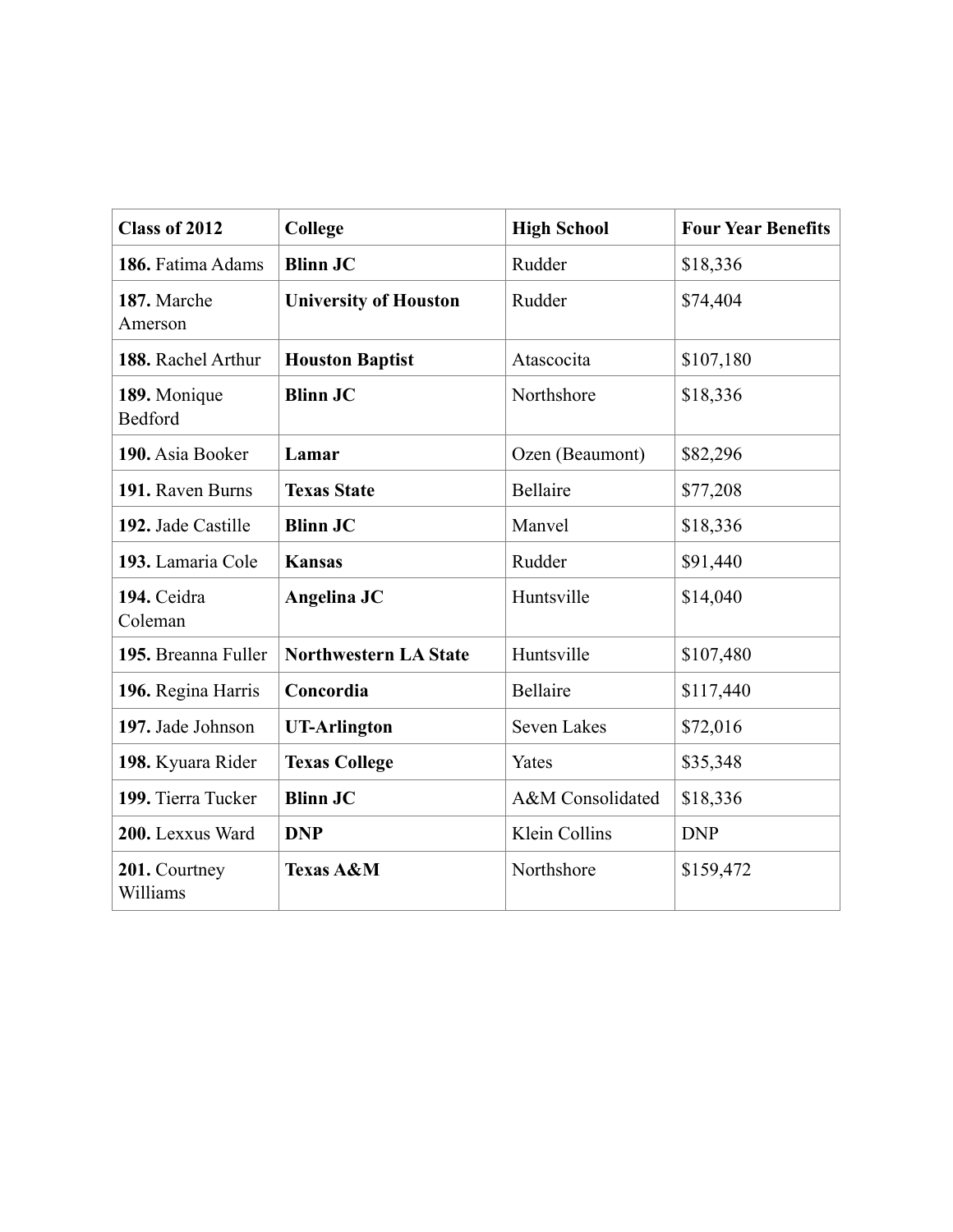| Class of 2012 | College | High School | Four Year Benefits |
|---|---|---|---|
| **186.** Fatima Adams | **Blinn JC** | Rudder | $18,336 |
| **187.** Marche Amerson | **University of Houston** | Rudder | $74,404 |
| **188.** Rachel Arthur | **Houston Baptist** | Atascocita | $107,180 |
| **189.** Monique Bedford | **Blinn JC** | Northshore | $18,336 |
| **190.** Asia Booker | **Lamar** | Ozen (Beaumont) | $82,296 |
| **191.** Raven Burns | **Texas State** | Bellaire | $77,208 |
| **192.** Jade Castille | **Blinn JC** | Manvel | $18,336 |
| **193.** Lamaria Cole | **Kansas** | Rudder | $91,440 |
| **194.** Ceidra Coleman | **Angelina JC** | Huntsville | $14,040 |
| **195.** Breanna Fuller | **Northwestern LA State** | Huntsville | $107,480 |
| **196.** Regina Harris | **Concordia** | Bellaire | $117,440 |
| **197.** Jade Johnson | **UT-Arlington** | Seven Lakes | $72,016 |
| **198.** Kyuara Rider | **Texas College** | Yates | $35,348 |
| **199.** Tierra Tucker | **Blinn JC** | A&M Consolidated | $18,336 |
| **200.** Lexxus Ward | **DNP** | Klein Collins | DNP |
| **201.** Courtney Williams | **Texas A&M** | Northshore | $159,472 |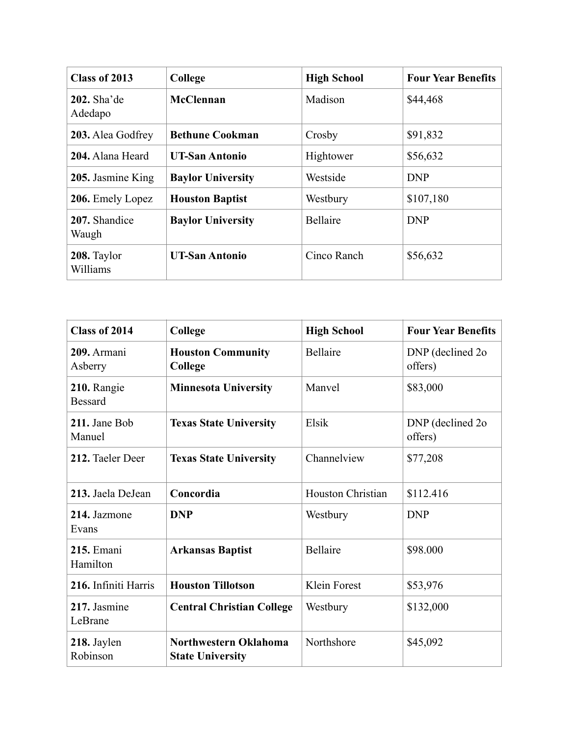| Class of 2013 | College | High School | Four Year Benefits |
| --- | --- | --- | --- |
| **202.** Sha'de Adedapo | **McClennan** | Madison | $44,468 |
| **203.** Alea Godfrey | **Bethune Cookman** | Crosby | $91,832 |
| **204.** Alana Heard | **UT-San Antonio** | Hightower | $56,632 |
| **205.** Jasmine King | **Baylor University** | Westside | DNP |
| **206.** Emely Lopez | **Houston Baptist** | Westbury | $107,180 |
| **207.** Shandice Waugh | **Baylor University** | Bellaire | DNP |
| **208.** Taylor Williams | **UT-San Antonio** | Cinco Ranch | $56,632 |

| Class of 2014 | College | High School | Four Year Benefits |
| --- | --- | --- | --- |
| **209.** Armani Asberry | **Houston Community College** | Bellaire | DNP (declined 2o offers) |
| **210.** Rangie Bessard | **Minnesota University** | Manvel | $83,000 |
| **211.** Jane Bob Manuel | **Texas State University** | Elsik | DNP (declined 2o offers) |
| **212.** Taeler Deer | **Texas State University** | Channelview | $77,208 |
| **213.** Jaela DeJean | **Concordia** | Houston Christian | $112.416 |
| **214.** Jazmone Evans | **DNP** | Westbury | DNP |
| **215.** Emani Hamilton | **Arkansas Baptist** | Bellaire | $98.000 |
| **216.** Infiniti Harris | **Houston Tillotson** | Klein Forest | $53,976 |
| **217.** Jasmine LeBrane | **Central Christian College** | Westbury | $132,000 |
| **218.** Jaylen Robinson | **Northwestern Oklahoma State University** | Northshore | $45,092 |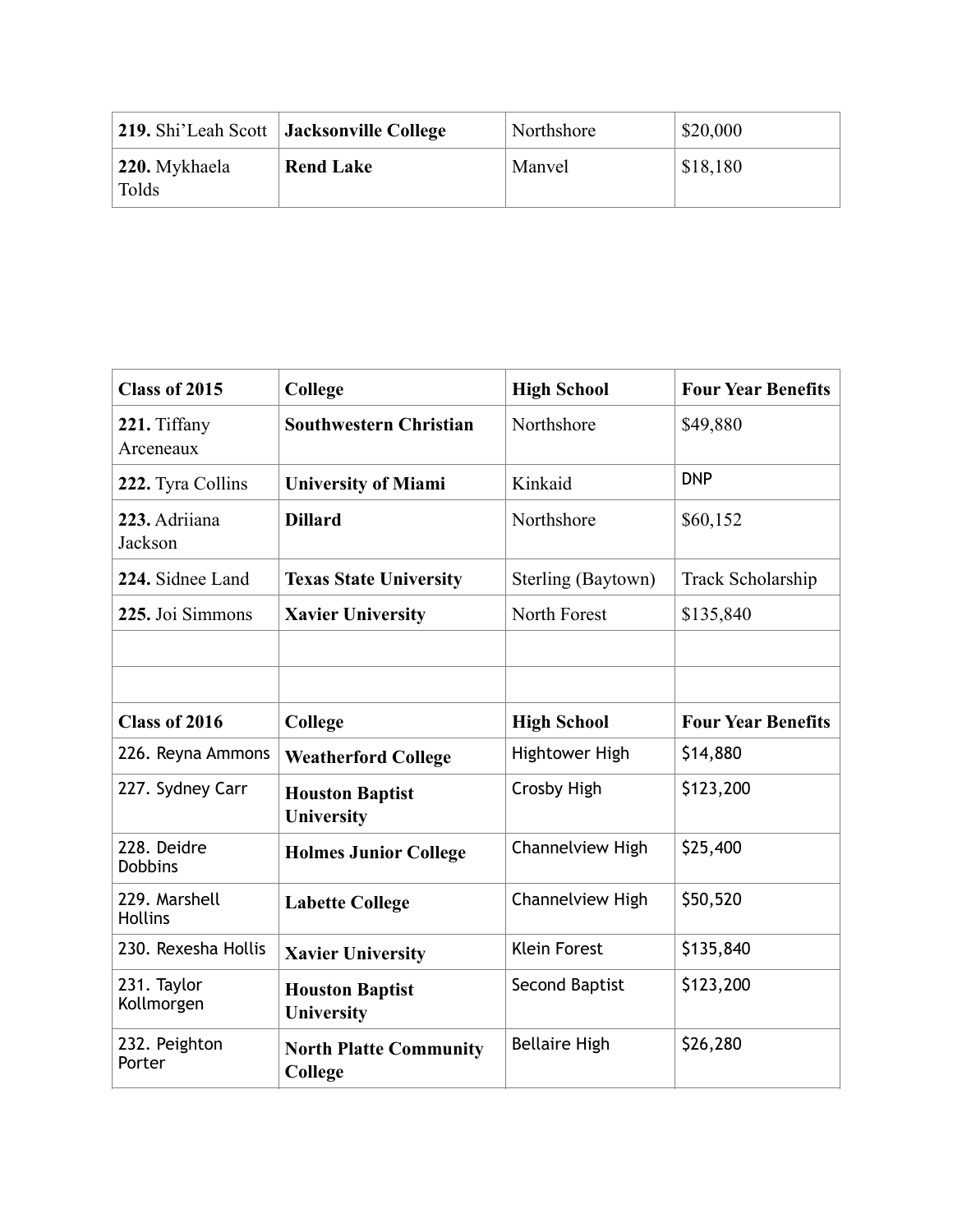| **219.** Shi'Leah Scott | **Jacksonville College** | Northshore | $20,000 |
|---|---|---|---|
| **220.** Mykhaela Tolds | **Rend Lake** | Manvel | $18,180 |

| **Class of 2015** | **College** | **High School** | **Four Year Benefits** |
|---|---|---|---|
| **221.** Tiffany Arceneaux | **Southwestern Christian** | Northshore | $49,880 |
| **222.** Tyra Collins | **University of Miami** | Kinkaid | DNP |
| **223.** Adriiana Jackson | **Dillard** | Northshore | $60,152 |
| **224.** Sidnee Land | **Texas State University** | Sterling (Baytown) | Track Scholarship |
| **225.** Joi Simmons | **Xavier University** | North Forest | $135,840 |
| | | | |
| | | | |
| **Class of 2016** | **College** | **High School** | **Four Year Benefits** |
| 226. Reyna Ammons | **Weatherford College** | Hightower High | $14,880 |
| 227. Sydney Carr | **Houston Baptist University** | Crosby High | $123,200 |
| 228. Deidre Dobbins | **Holmes Junior College** | Channelview High | $25,400 |
| 229. Marshell Hollins | **Labette College** | Channelview High | $50,520 |
| 230. Rexesha Hollis | **Xavier University** | Klein Forest | $135,840 |
| 231. Taylor Kollmorgen | **Houston Baptist University** | Second Baptist | $123,200 |
| 232. Peighton Porter | **North Platte Community College** | Bellaire High | $26,280 |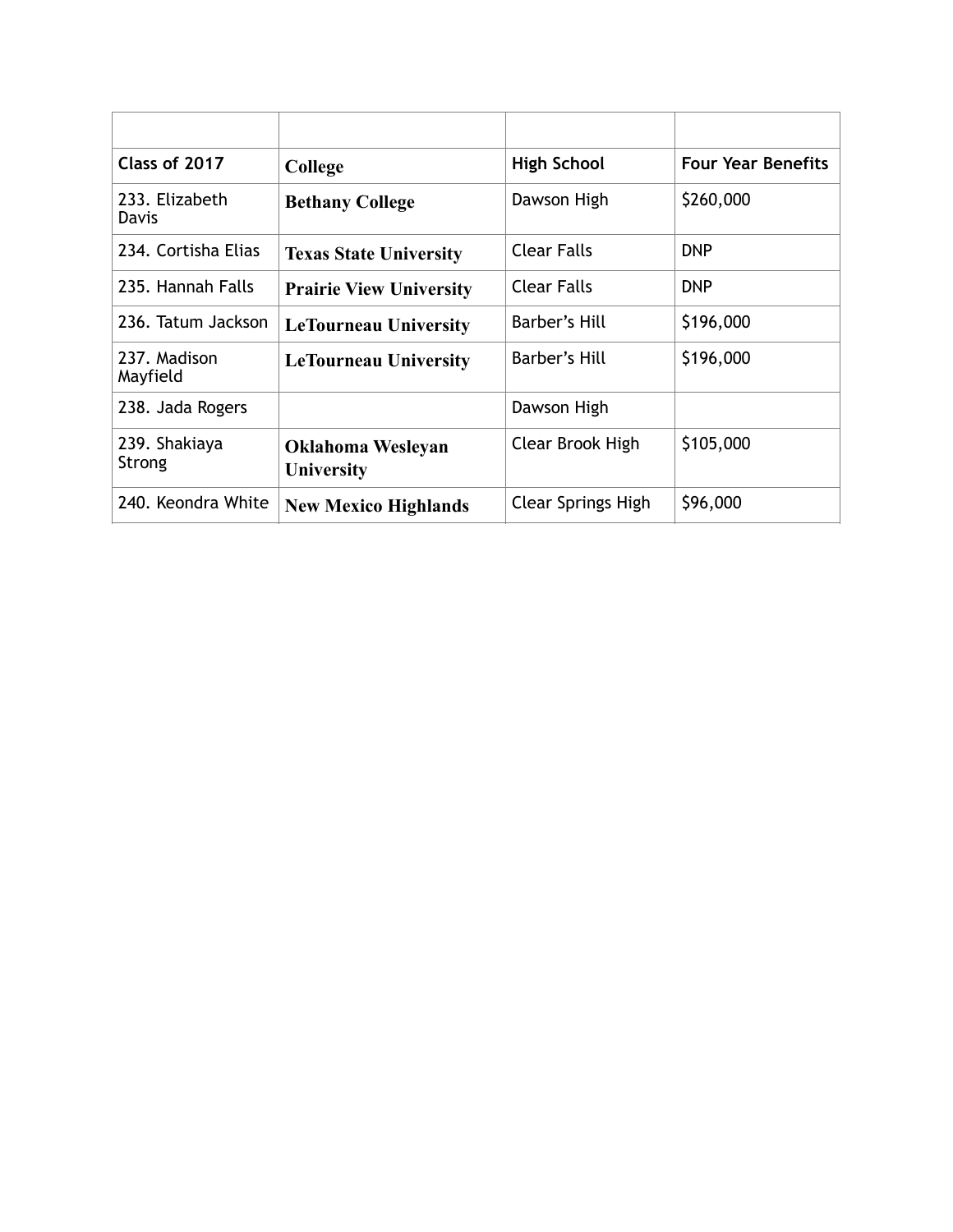| | | | |
|---|---|---|---|
| **Class of 2017** | **College** | **High School** | **Four Year Benefits** |
| 233. Elizabeth Davis | **Bethany College** | Dawson High | $260,000 |
| 234. Cortisha Elias | **Texas State University** | Clear Falls | DNP |
| 235. Hannah Falls | **Prairie View University** | Clear Falls | DNP |
| 236. Tatum Jackson | **LeTourneau University** | Barber's Hill | $196,000 |
| 237. Madison Mayfield | **LeTourneau University** | Barber's Hill | $196,000 |
| 238. Jada Rogers | | Dawson High | |
| 239. Shakiaya Strong | **Oklahoma Wesleyan University** | Clear Brook High | $105,000 |
| 240. Keondra White | **New Mexico Highlands** | Clear Springs High | $96,000 |